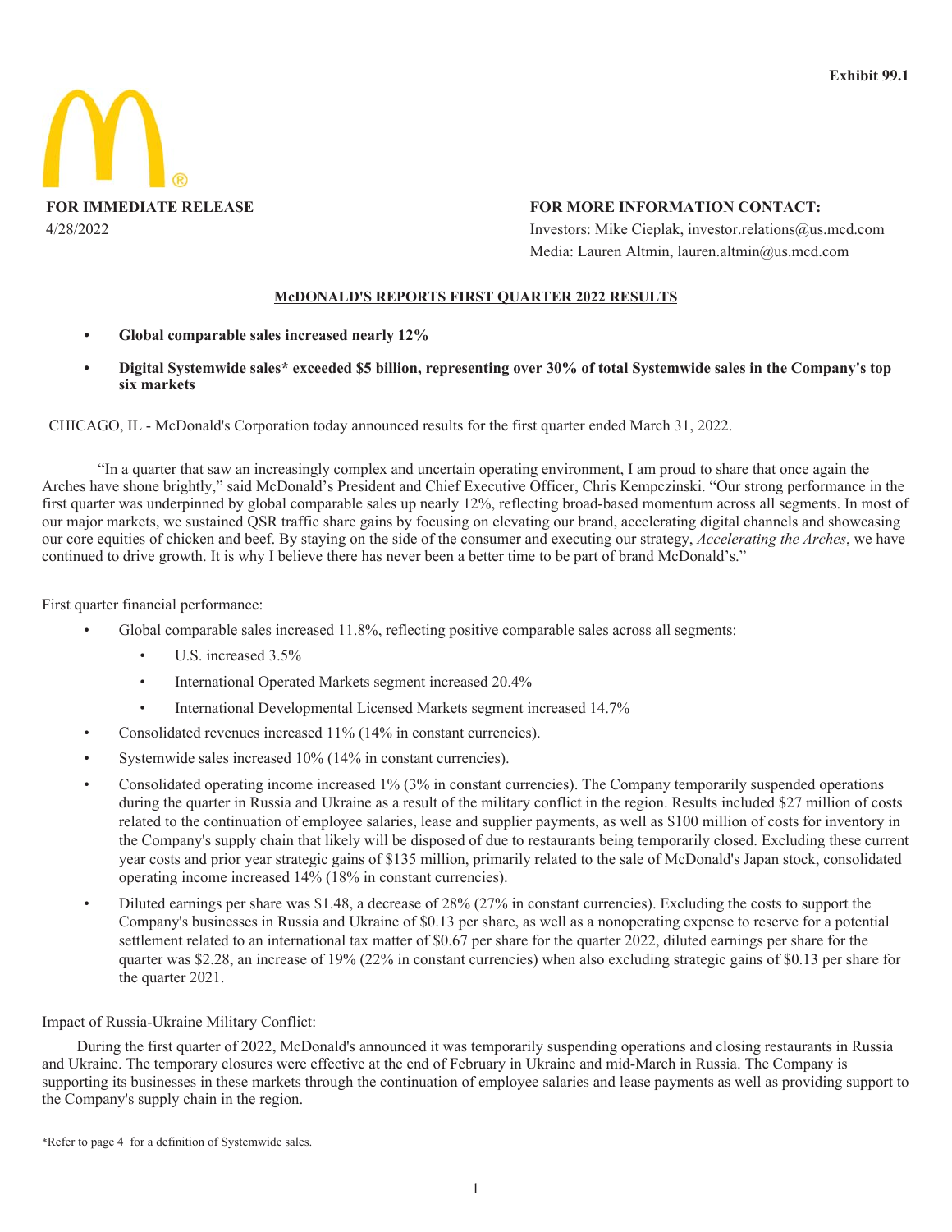**Exhibit 99.1**

**FOR IMMEDIATE RELEASE**
4/28/2022

**FOR MORE INFORMATION CONTACT:**
Investors: Mike Cieplak, investor.relations@us.mcd.com
Media: Lauren Altmin, lauren.altmin@us.mcd.com

# McDONALD'S REPORTS FIRST QUARTER 2022 RESULTS

- **Global comparable sales increased nearly 12%**
- **Digital Systemwide sales* exceeded $5 billion, representing over 30% of total Systemwide sales in the Company's top six markets**

CHICAGO, IL - McDonald's Corporation today announced results for the first quarter ended March 31, 2022.

"In a quarter that saw an increasingly complex and uncertain operating environment, I am proud to share that once again the Arches have shone brightly," said McDonald's President and Chief Executive Officer, Chris Kempczinski. "Our strong performance in the first quarter was underpinned by global comparable sales up nearly 12%, reflecting broad-based momentum across all segments. In most of our major markets, we sustained QSR traffic share gains by focusing on elevating our brand, accelerating digital channels and showcasing our core equities of chicken and beef. By staying on the side of the consumer and executing our strategy, *Accelerating the Arches*, we have continued to drive growth. It is why I believe there has never been a better time to be part of brand McDonald's."

First quarter financial performance:

- Global comparable sales increased 11.8%, reflecting positive comparable sales across all segments:
  - U.S. increased 3.5%
  - International Operated Markets segment increased 20.4%
  - International Developmental Licensed Markets segment increased 14.7%
- Consolidated revenues increased 11% (14% in constant currencies).
- Systemwide sales increased 10% (14% in constant currencies).
- Consolidated operating income increased 1% (3% in constant currencies). The Company temporarily suspended operations during the quarter in Russia and Ukraine as a result of the military conflict in the region. Results included $27 million of costs related to the continuation of employee salaries, lease and supplier payments, as well as $100 million of costs for inventory in the Company's supply chain that likely will be disposed of due to restaurants being temporarily closed. Excluding these current year costs and prior year strategic gains of $135 million, primarily related to the sale of McDonald's Japan stock, consolidated operating income increased 14% (18% in constant currencies).
- Diluted earnings per share was $1.48, a decrease of 28% (27% in constant currencies). Excluding the costs to support the Company's businesses in Russia and Ukraine of $0.13 per share, as well as a nonoperating expense to reserve for a potential settlement related to an international tax matter of $0.67 per share for the quarter 2022, diluted earnings per share for the quarter was $2.28, an increase of 19% (22% in constant currencies) when also excluding strategic gains of $0.13 per share for the quarter 2021.

Impact of Russia-Ukraine Military Conflict:

During the first quarter of 2022, McDonald's announced it was temporarily suspending operations and closing restaurants in Russia and Ukraine. The temporary closures were effective at the end of February in Ukraine and mid-March in Russia. The Company is supporting its businesses in these markets through the continuation of employee salaries and lease payments as well as providing support to the Company's supply chain in the region.

*Refer to page 4 for a definition of Systemwide sales.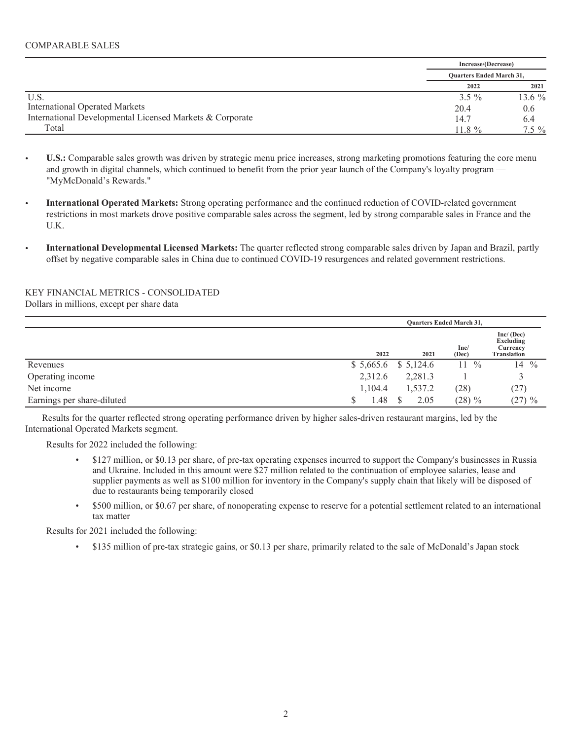COMPARABLE SALES

| | Increase/(Decrease) | |
|---|---|---|
| | Quarters Ended March 31, | |
| | 2022 | 2021 |
| U.S. | 3.5 % | 13.6 % |
| International Operated Markets | 20.4 | 0.6 |
| International Developmental Licensed Markets & Corporate | 14.7 | 6.4 |
| Total | 11.8 % | 7.5 % |

- **U.S.:** Comparable sales growth was driven by strategic menu price increases, strong marketing promotions featuring the core menu and growth in digital channels, which continued to benefit from the prior year launch of the Company's loyalty program — "MyMcDonald's Rewards."
- **International Operated Markets:** Strong operating performance and the continued reduction of COVID-related government restrictions in most markets drove positive comparable sales across the segment, led by strong comparable sales in France and the U.K.
- **International Developmental Licensed Markets:** The quarter reflected strong comparable sales driven by Japan and Brazil, partly offset by negative comparable sales in China due to continued COVID-19 resurgences and related government restrictions.

KEY FINANCIAL METRICS - CONSOLIDATED
Dollars in millions, except per share data

| | Quarters Ended March 31, | | | |
|---|---|---|---|---|
| | 2022 | 2021 | Inc/ (Dec) | Inc/ (Dec) Excluding Currency Translation |
| Revenues | $ 5,665.6 | $ 5,124.6 | 11 % | 14 % |
| Operating income | 2,312.6 | 2,281.3 | 1 | 3 |
| Net income | 1,104.4 | 1,537.2 | (28) | (27) |
| Earnings per share-diluted | $ 1.48 | $ 2.05 | (28) % | (27) % |

Results for the quarter reflected strong operating performance driven by higher sales-driven restaurant margins, led by the International Operated Markets segment.

Results for 2022 included the following:

- $127 million, or $0.13 per share, of pre-tax operating expenses incurred to support the Company's businesses in Russia and Ukraine. Included in this amount were $27 million related to the continuation of employee salaries, lease and supplier payments as well as $100 million for inventory in the Company's supply chain that likely will be disposed of due to restaurants being temporarily closed
- $500 million, or $0.67 per share, of nonoperating expense to reserve for a potential settlement related to an international tax matter

Results for 2021 included the following:

- $135 million of pre-tax strategic gains, or $0.13 per share, primarily related to the sale of McDonald's Japan stock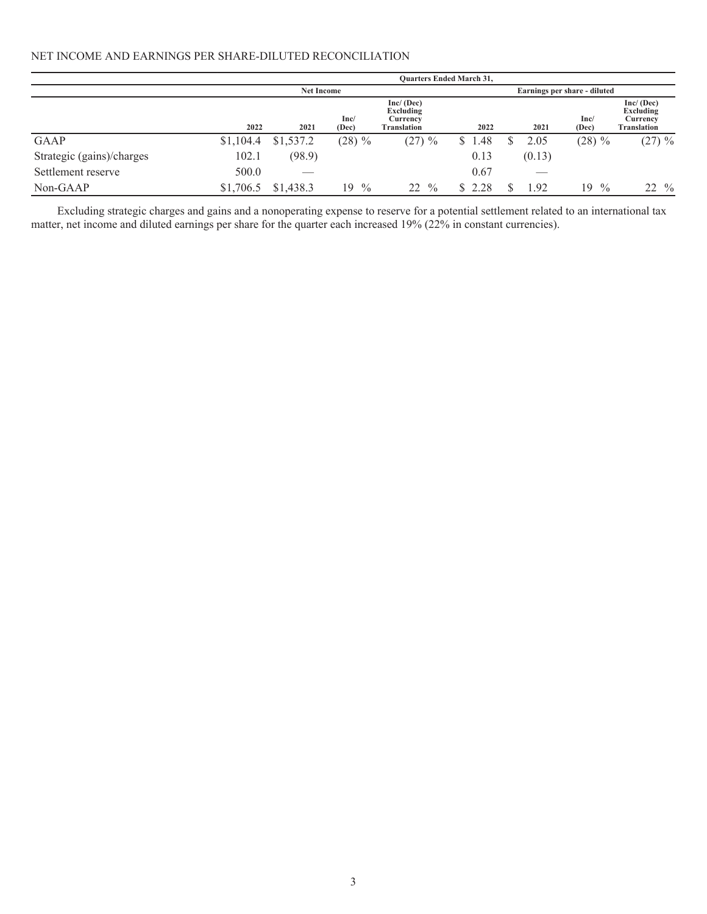NET INCOME AND EARNINGS PER SHARE-DILUTED RECONCILIATION

| | Quarters Ended March 31, | | | | | | | |
|---|---|---|---|---|---|---|---|---|
| | Net Income | | | | Earnings per share - diluted | | | |
| | 2022 | 2021 | Inc/ (Dec) | Inc/ (Dec) Excluding Currency Translation | 2022 | 2021 | Inc/ (Dec) | Inc/ (Dec) Excluding Currency Translation |
| GAAP | $1,104.4 | $1,537.2 | (28) % | (27) % | $ 1.48 | $ 2.05 | (28) % | (27) % |
| Strategic (gains)/charges | 102.1 | (98.9) | | | 0.13 | (0.13) | | |
| Settlement reserve | 500.0 | — | | | 0.67 | — | | |
| Non-GAAP | $1,706.5 | $1,438.3 | 19 % | 22 % | $ 2.28 | $ 1.92 | 19 % | 22 % |

Excluding strategic charges and gains and a nonoperating expense to reserve for a potential settlement related to an international tax matter, net income and diluted earnings per share for the quarter each increased 19% (22% in constant currencies).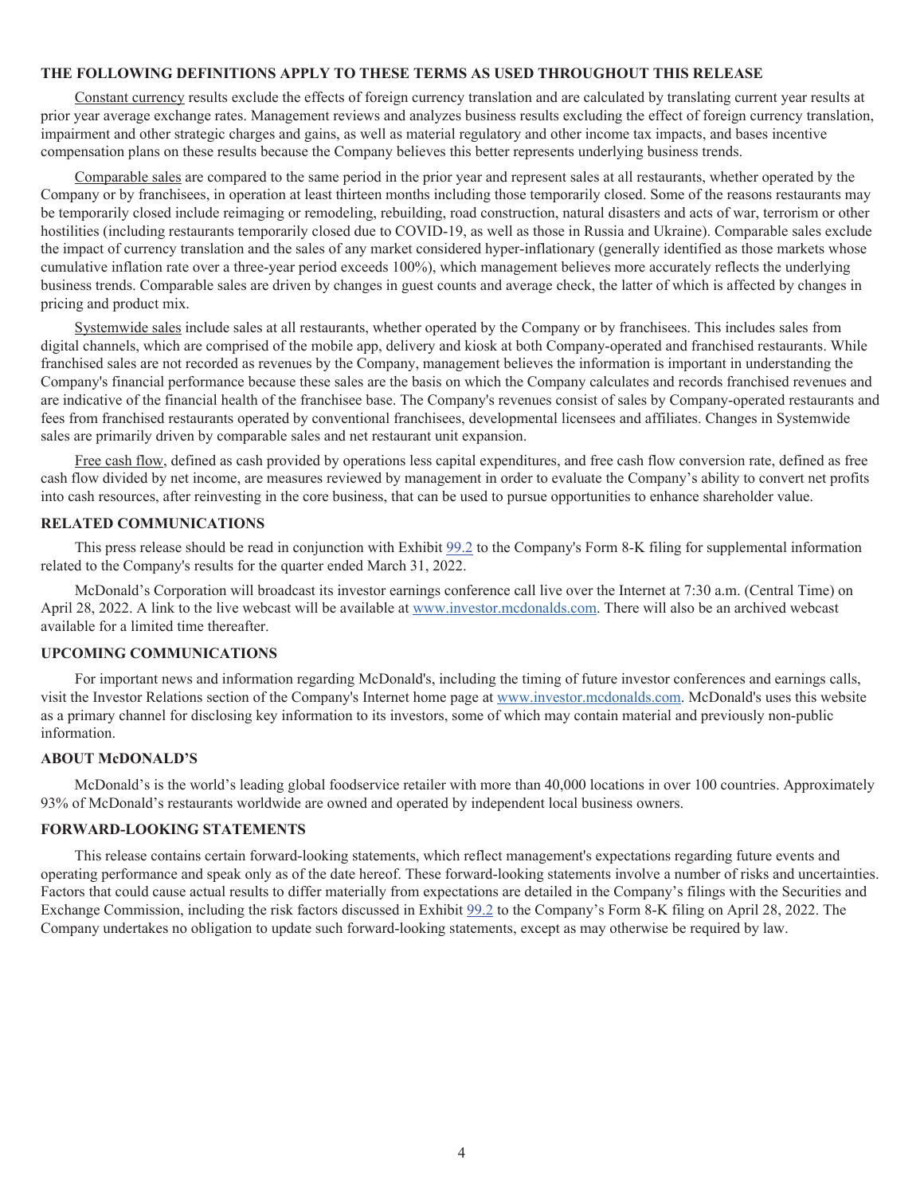## THE FOLLOWING DEFINITIONS APPLY TO THESE TERMS AS USED THROUGHOUT THIS RELEASE

Constant currency results exclude the effects of foreign currency translation and are calculated by translating current year results at prior year average exchange rates. Management reviews and analyzes business results excluding the effect of foreign currency translation, impairment and other strategic charges and gains, as well as material regulatory and other income tax impacts, and bases incentive compensation plans on these results because the Company believes this better represents underlying business trends.

Comparable sales are compared to the same period in the prior year and represent sales at all restaurants, whether operated by the Company or by franchisees, in operation at least thirteen months including those temporarily closed. Some of the reasons restaurants may be temporarily closed include reimaging or remodeling, rebuilding, road construction, natural disasters and acts of war, terrorism or other hostilities (including restaurants temporarily closed due to COVID-19, as well as those in Russia and Ukraine). Comparable sales exclude the impact of currency translation and the sales of any market considered hyper-inflationary (generally identified as those markets whose cumulative inflation rate over a three-year period exceeds 100%), which management believes more accurately reflects the underlying business trends. Comparable sales are driven by changes in guest counts and average check, the latter of which is affected by changes in pricing and product mix.

Systemwide sales include sales at all restaurants, whether operated by the Company or by franchisees. This includes sales from digital channels, which are comprised of the mobile app, delivery and kiosk at both Company-operated and franchised restaurants. While franchised sales are not recorded as revenues by the Company, management believes the information is important in understanding the Company's financial performance because these sales are the basis on which the Company calculates and records franchised revenues and are indicative of the financial health of the franchisee base. The Company's revenues consist of sales by Company-operated restaurants and fees from franchised restaurants operated by conventional franchisees, developmental licensees and affiliates. Changes in Systemwide sales are primarily driven by comparable sales and net restaurant unit expansion.

Free cash flow, defined as cash provided by operations less capital expenditures, and free cash flow conversion rate, defined as free cash flow divided by net income, are measures reviewed by management in order to evaluate the Company's ability to convert net profits into cash resources, after reinvesting in the core business, that can be used to pursue opportunities to enhance shareholder value.

## RELATED COMMUNICATIONS

This press release should be read in conjunction with Exhibit 99.2 to the Company's Form 8-K filing for supplemental information related to the Company's results for the quarter ended March 31, 2022.

McDonald's Corporation will broadcast its investor earnings conference call live over the Internet at 7:30 a.m. (Central Time) on April 28, 2022. A link to the live webcast will be available at www.investor.mcdonalds.com. There will also be an archived webcast available for a limited time thereafter.

## UPCOMING COMMUNICATIONS

For important news and information regarding McDonald's, including the timing of future investor conferences and earnings calls, visit the Investor Relations section of the Company's Internet home page at www.investor.mcdonalds.com. McDonald's uses this website as a primary channel for disclosing key information to its investors, some of which may contain material and previously non-public information.

## ABOUT McDONALD'S

McDonald's is the world's leading global foodservice retailer with more than 40,000 locations in over 100 countries. Approximately 93% of McDonald's restaurants worldwide are owned and operated by independent local business owners.

## FORWARD-LOOKING STATEMENTS

This release contains certain forward-looking statements, which reflect management's expectations regarding future events and operating performance and speak only as of the date hereof. These forward-looking statements involve a number of risks and uncertainties. Factors that could cause actual results to differ materially from expectations are detailed in the Company's filings with the Securities and Exchange Commission, including the risk factors discussed in Exhibit 99.2 to the Company's Form 8-K filing on April 28, 2022. The Company undertakes no obligation to update such forward-looking statements, except as may otherwise be required by law.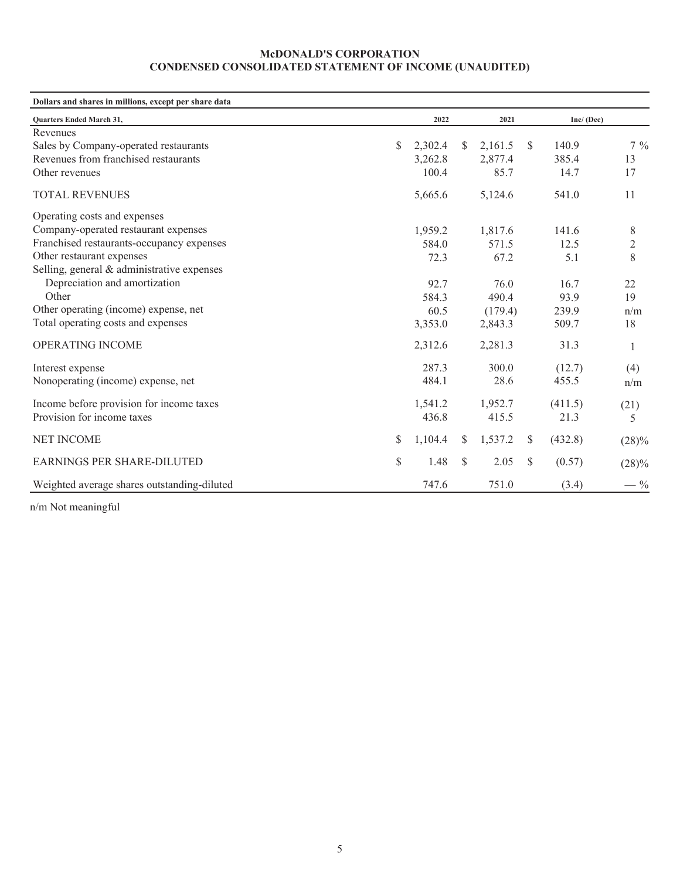**McDONALD'S CORPORATION**
**CONDENSED CONSOLIDATED STATEMENT OF INCOME (UNAUDITED)**

| Dollars and shares in millions, except per share data | | | | |
|---|---|---|---|---|
| **Quarters Ended March 31,** | **2022** | **2021** | **Inc/ (Dec)** | |
| Revenues | | | | |
| Sales by Company-operated restaurants | $ 2,302.4 | $ 2,161.5 | $ 140.9 | 7 % |
| Revenues from franchised restaurants | 3,262.8 | 2,877.4 | 385.4 | 13 |
| Other revenues | 100.4 | 85.7 | 14.7 | 17 |
| TOTAL REVENUES | 5,665.6 | 5,124.6 | 541.0 | 11 |
| Operating costs and expenses | | | | |
| Company-operated restaurant expenses | 1,959.2 | 1,817.6 | 141.6 | 8 |
| Franchised restaurants-occupancy expenses | 584.0 | 571.5 | 12.5 | 2 |
| Other restaurant expenses | 72.3 | 67.2 | 5.1 | 8 |
| Selling, general & administrative expenses | | | | |
| Depreciation and amortization | 92.7 | 76.0 | 16.7 | 22 |
| Other | 584.3 | 490.4 | 93.9 | 19 |
| Other operating (income) expense, net | 60.5 | (179.4) | 239.9 | n/m |
| Total operating costs and expenses | 3,353.0 | 2,843.3 | 509.7 | 18 |
| OPERATING INCOME | 2,312.6 | 2,281.3 | 31.3 | 1 |
| Interest expense | 287.3 | 300.0 | (12.7) | (4) |
| Nonoperating (income) expense, net | 484.1 | 28.6 | 455.5 | n/m |
| Income before provision for income taxes | 1,541.2 | 1,952.7 | (411.5) | (21) |
| Provision for income taxes | 436.8 | 415.5 | 21.3 | 5 |
| NET INCOME | $ 1,104.4 | $ 1,537.2 | $ (432.8) | (28)% |
| EARNINGS PER SHARE-DILUTED | $ 1.48 | $ 2.05 | $ (0.57) | (28)% |
| Weighted average shares outstanding-diluted | 747.6 | 751.0 | (3.4) | — % |

n/m Not meaningful